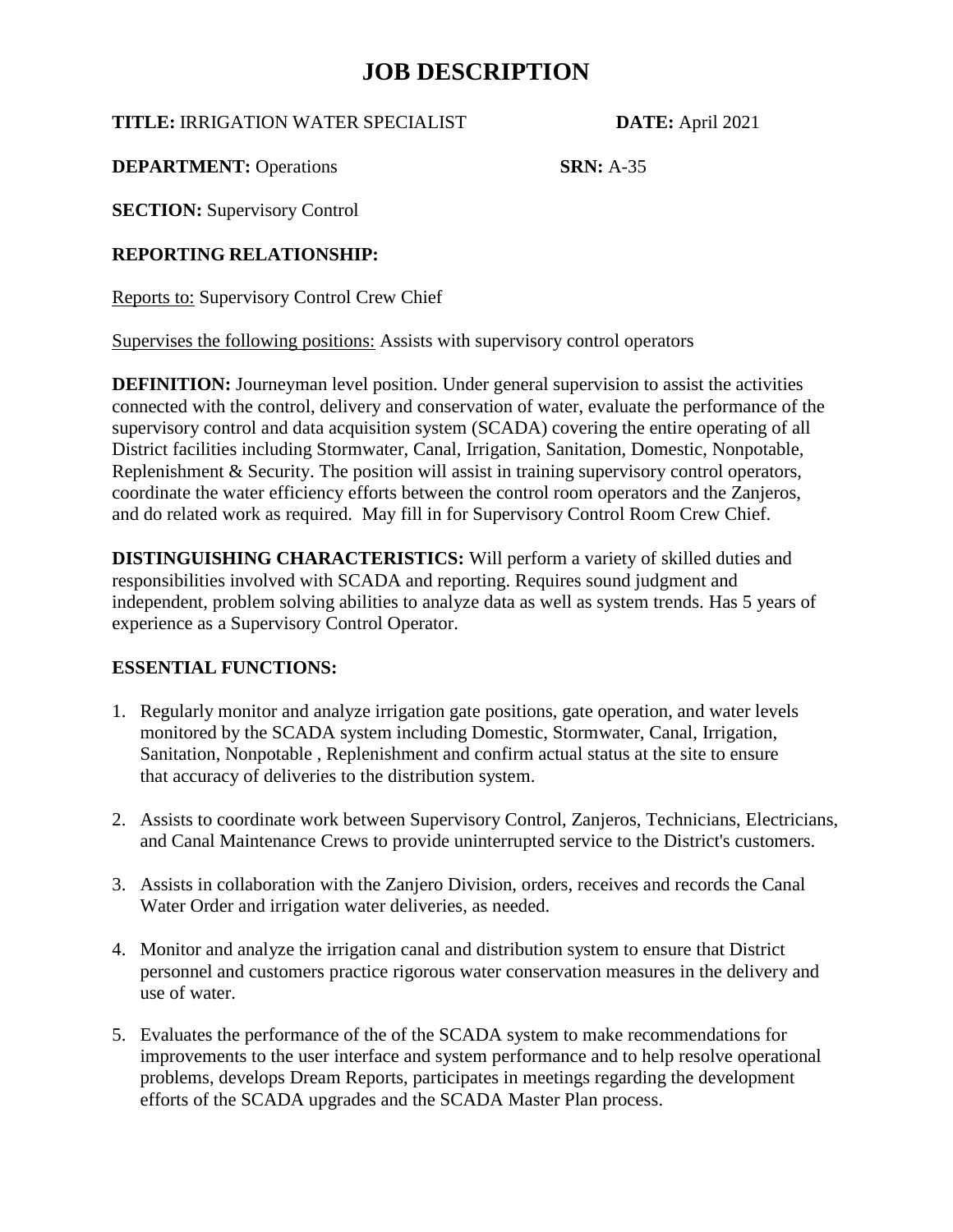# JOB DESCRIPTION

**TITLE:** IRRIGATION WATER SPECIALIST **DATE:** April 2021

**DEPARTMENT:** Operations **SRN:** A-35

**SECTION:** Supervisory Control

**REPORTING RELATIONSHIP:**

Reports to: Supervisory Control Crew Chief

Supervises the following positions: Assists with supervisory control operators

**DEFINITION:** Journeyman level position. Under general supervision to assist the activities connected with the control, delivery and conservation of water, evaluate the performance of the supervisory control and data acquisition system (SCADA) covering the entire operating of all District facilities including Stormwater, Canal, Irrigation, Sanitation, Domestic, Nonpotable, Replenishment & Security. The position will assist in training supervisory control operators, coordinate the water efficiency efforts between the control room operators and the Zanjeros, and do related work as required. May fill in for Supervisory Control Room Crew Chief.

**DISTINGUISHING CHARACTERISTICS:** Will perform a variety of skilled duties and responsibilities involved with SCADA and reporting. Requires sound judgment and independent, problem solving abilities to analyze data as well as system trends. Has 5 years of experience as a Supervisory Control Operator.

**ESSENTIAL FUNCTIONS:**

1. Regularly monitor and analyze irrigation gate positions, gate operation, and water levels monitored by the SCADA system including Domestic, Stormwater, Canal, Irrigation, Sanitation, Nonpotable , Replenishment and confirm actual status at the site to ensure that accuracy of deliveries to the distribution system.

2. Assists to coordinate work between Supervisory Control, Zanjeros, Technicians, Electricians, and Canal Maintenance Crews to provide uninterrupted service to the District's customers.

3. Assists in collaboration with the Zanjero Division, orders, receives and records the Canal Water Order and irrigation water deliveries, as needed.

4. Monitor and analyze the irrigation canal and distribution system to ensure that District personnel and customers practice rigorous water conservation measures in the delivery and use of water.

5. Evaluates the performance of the of the SCADA system to make recommendations for improvements to the user interface and system performance and to help resolve operational problems, develops Dream Reports, participates in meetings regarding the development efforts of the SCADA upgrades and the SCADA Master Plan process.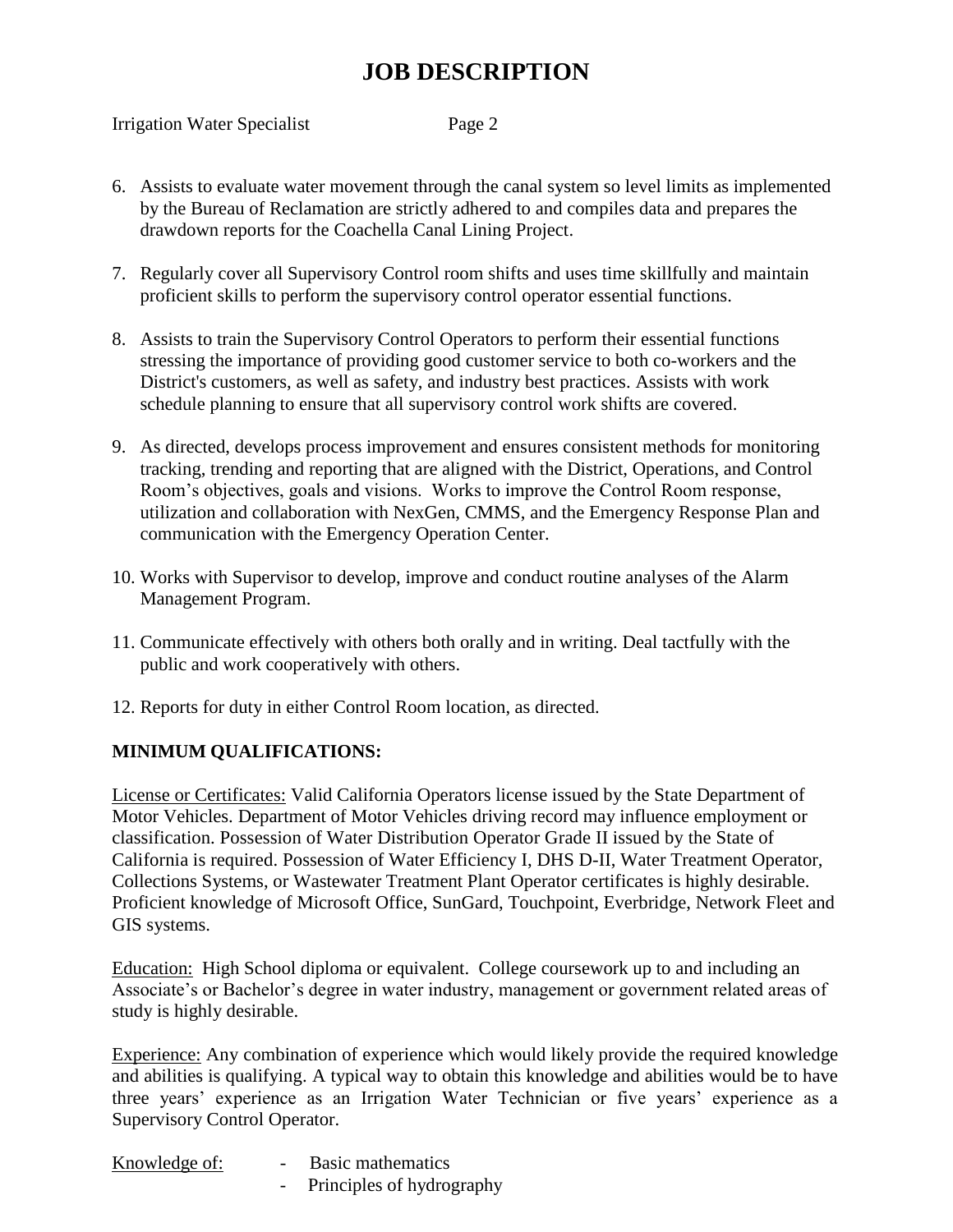6. Assists to evaluate water movement through the canal system so level limits as implemented by the Bureau of Reclamation are strictly adhered to and compiles data and prepares the drawdown reports for the Coachella Canal Lining Project.

7. Regularly cover all Supervisory Control room shifts and uses time skillfully and maintain proficient skills to perform the supervisory control operator essential functions.

8. Assists to train the Supervisory Control Operators to perform their essential functions stressing the importance of providing good customer service to both co-workers and the District's customers, as well as safety, and industry best practices. Assists with work schedule planning to ensure that all supervisory control work shifts are covered.

9. As directed, develops process improvement and ensures consistent methods for monitoring tracking, trending and reporting that are aligned with the District, Operations, and Control Room's objectives, goals and visions. Works to improve the Control Room response, utilization and collaboration with NexGen, CMMS, and the Emergency Response Plan and communication with the Emergency Operation Center.

10. Works with Supervisor to develop, improve and conduct routine analyses of the Alarm Management Program.

11. Communicate effectively with others both orally and in writing. Deal tactfully with the public and work cooperatively with others.

12. Reports for duty in either Control Room location, as directed.

**MINIMUM QUALIFICATIONS:**

License or Certificates: Valid California Operators license issued by the State Department of Motor Vehicles. Department of Motor Vehicles driving record may influence employment or classification. Possession of Water Distribution Operator Grade II issued by the State of California is required. Possession of Water Efficiency I, DHS D-II, Water Treatment Operator, Collections Systems, or Wastewater Treatment Plant Operator certificates is highly desirable. Proficient knowledge of Microsoft Office, SunGard, Touchpoint, Everbridge, Network Fleet and GIS systems.

Education: High School diploma or equivalent. College coursework up to and including an Associate's or Bachelor's degree in water industry, management or government related areas of study is highly desirable.

Experience: Any combination of experience which would likely provide the required knowledge and abilities is qualifying. A typical way to obtain this knowledge and abilities would be to have three years' experience as an Irrigation Water Technician or five years' experience as a Supervisory Control Operator.

Knowledge of:

- Basic mathematics
- Principles of hydrography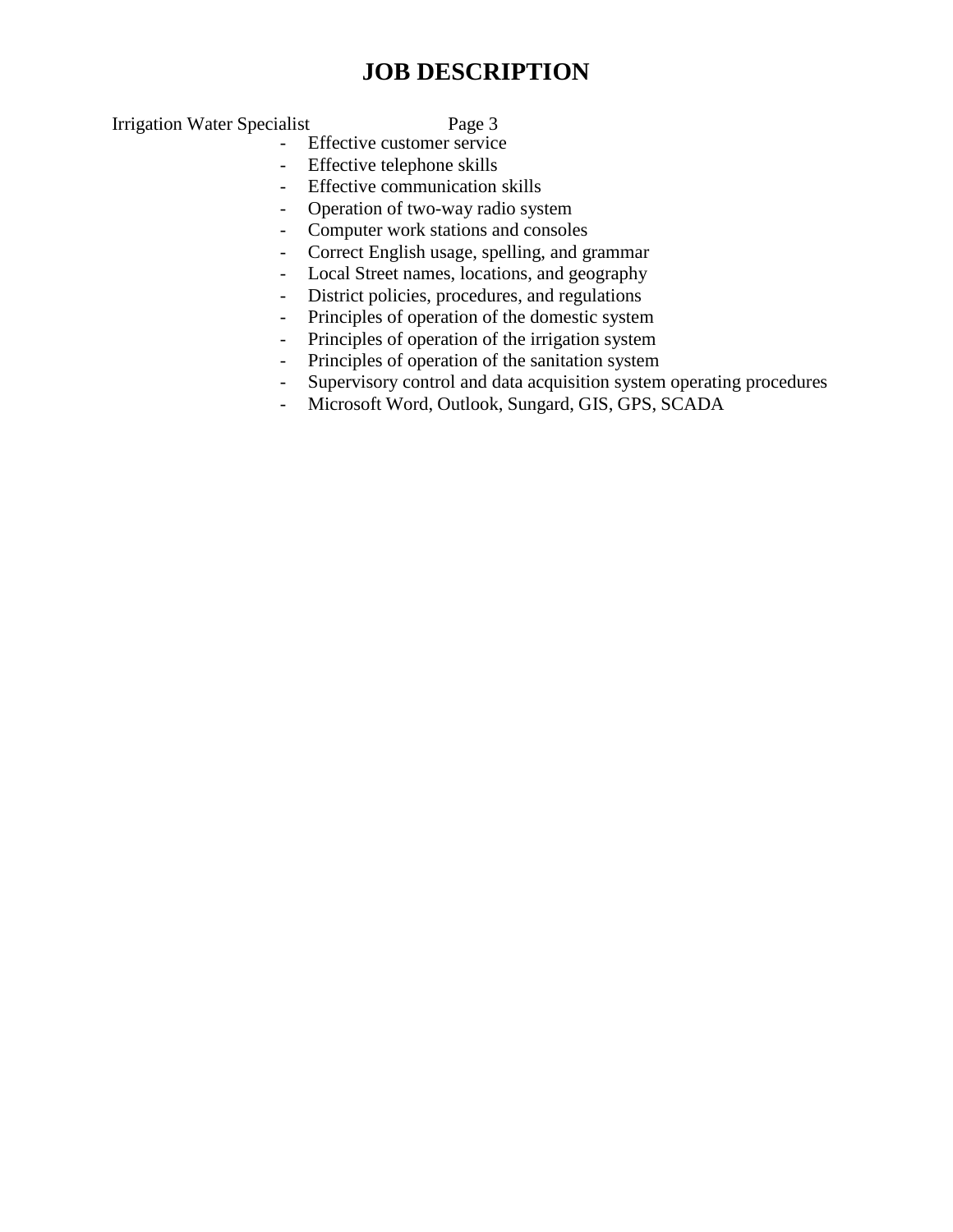- Effective customer service
- Effective telephone skills
- Effective communication skills
- Operation of two-way radio system
- Computer work stations and consoles
- Correct English usage, spelling, and grammar
- Local Street names, locations, and geography
- District policies, procedures, and regulations
- Principles of operation of the domestic system
- Principles of operation of the irrigation system
- Principles of operation of the sanitation system
- Supervisory control and data acquisition system operating procedures
- Microsoft Word, Outlook, Sungard, GIS, GPS, SCADA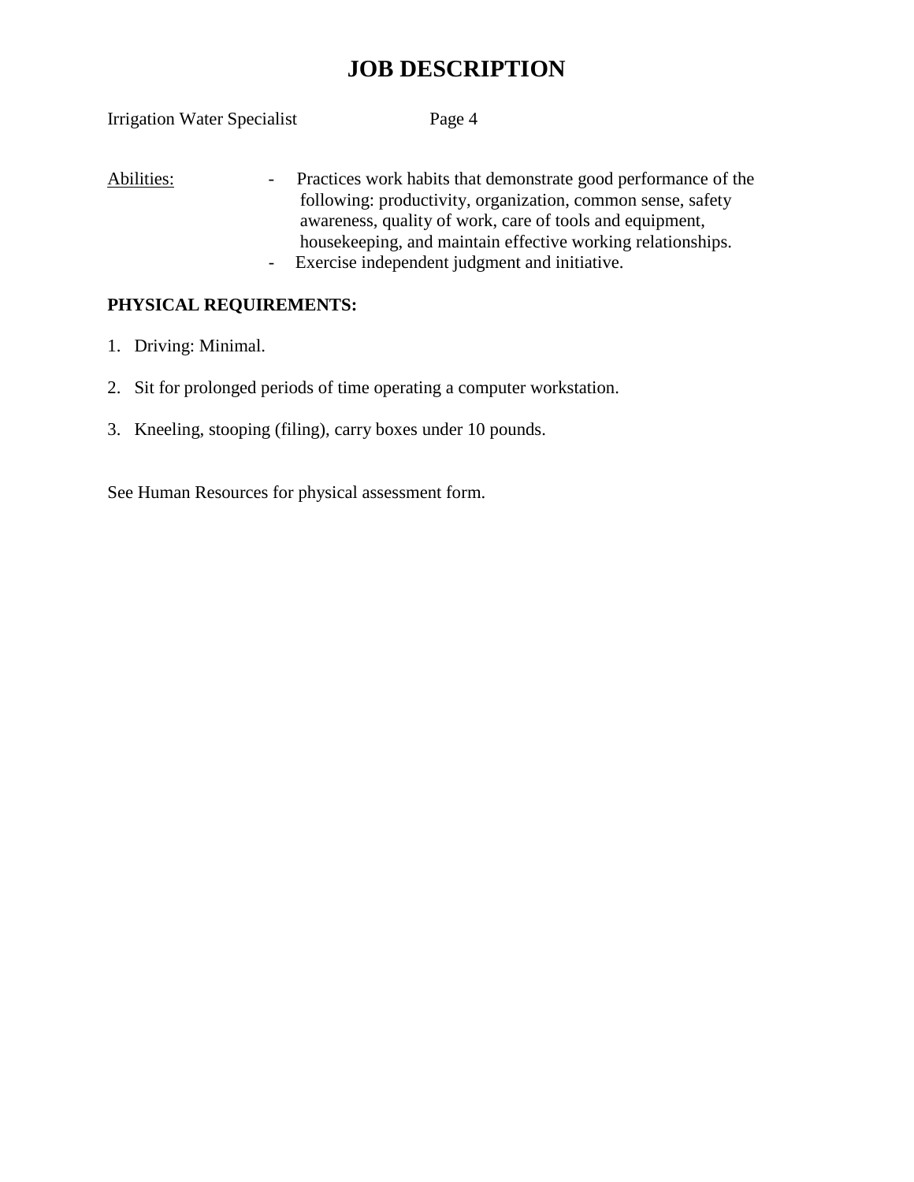# JOB DESCRIPTION

Abilities:
- Practices work habits that demonstrate good performance of the following: productivity, organization, common sense, safety awareness, quality of work, care of tools and equipment, housekeeping, and maintain effective working relationships.
- Exercise independent judgment and initiative.

**PHYSICAL REQUIREMENTS:**

1. Driving: Minimal.
2. Sit for prolonged periods of time operating a computer workstation.
3. Kneeling, stooping (filing), carry boxes under 10 pounds.

See Human Resources for physical assessment form.